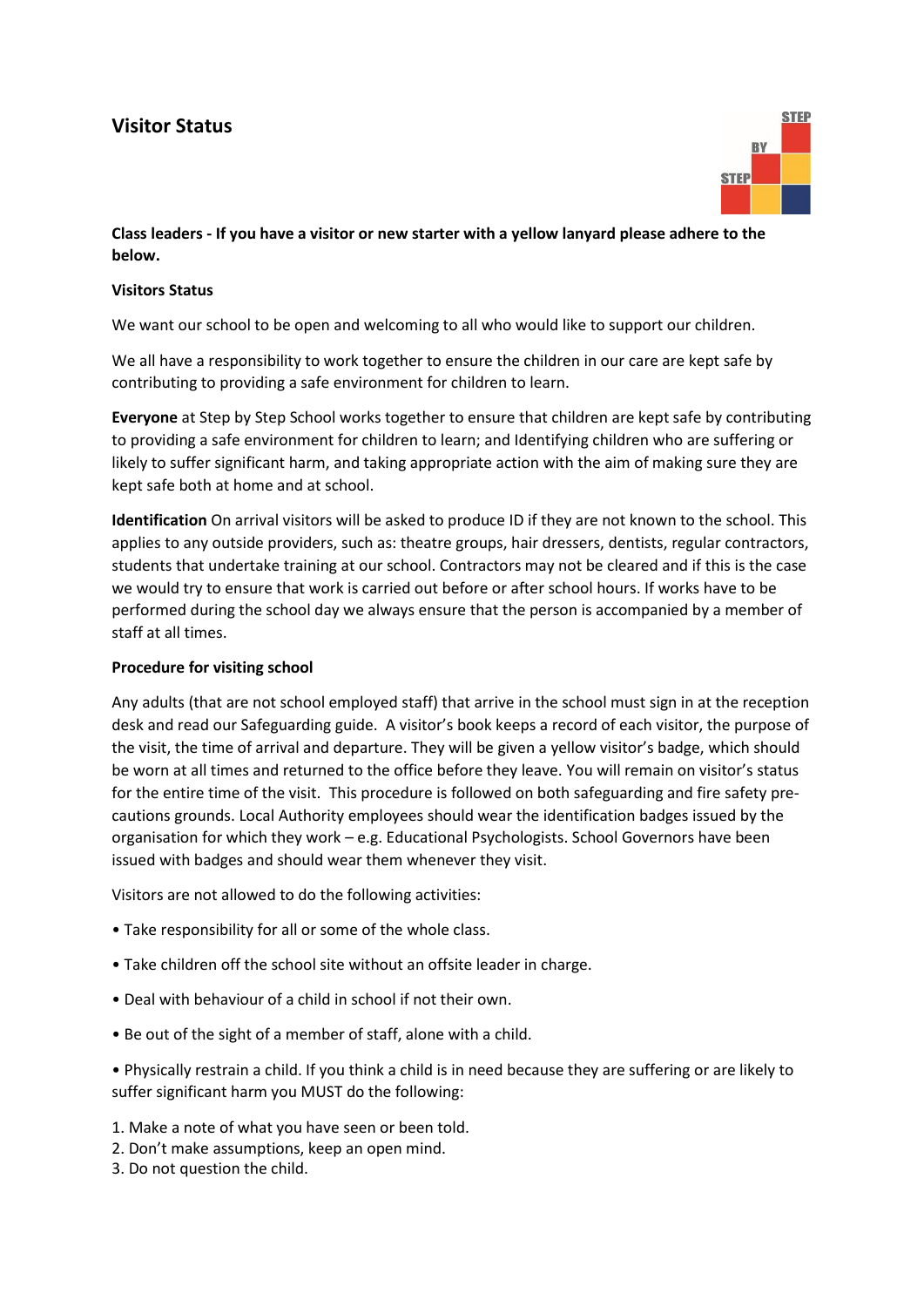# Visitor Status

**Class leaders - If you have a visitor or new starter with a yellow lanyard please adhere to the below.**

**Visitors Status**

We want our school to be open and welcoming to all who would like to support our children.

We all have a responsibility to work together to ensure the children in our care are kept safe by contributing to providing a safe environment for children to learn.

**Everyone** at Step by Step School works together to ensure that children are kept safe by contributing to providing a safe environment for children to learn; and Identifying children who are suffering or likely to suffer significant harm, and taking appropriate action with the aim of making sure they are kept safe both at home and at school.

**Identification** On arrival visitors will be asked to produce ID if they are not known to the school. This applies to any outside providers, such as: theatre groups, hair dressers, dentists, regular contractors, students that undertake training at our school. Contractors may not be cleared and if this is the case we would try to ensure that work is carried out before or after school hours. If works have to be performed during the school day we always ensure that the person is accompanied by a member of staff at all times.

**Procedure for visiting school**

Any adults (that are not school employed staff) that arrive in the school must sign in at the reception desk and read our Safeguarding guide. A visitor's book keeps a record of each visitor, the purpose of the visit, the time of arrival and departure. They will be given a yellow visitor's badge, which should be worn at all times and returned to the office before they leave. You will remain on visitor's status for the entire time of the visit. This procedure is followed on both safeguarding and fire safety pre-cautions grounds. Local Authority employees should wear the identification badges issued by the organisation for which they work – e.g. Educational Psychologists. School Governors have been issued with badges and should wear them whenever they visit.

Visitors are not allowed to do the following activities:

- Take responsibility for all or some of the whole class.
- Take children off the school site without an offsite leader in charge.
- Deal with behaviour of a child in school if not their own.
- Be out of the sight of a member of staff, alone with a child.
- Physically restrain a child. If you think a child is in need because they are suffering or are likely to suffer significant harm you MUST do the following:

1. Make a note of what you have seen or been told.
2. Don't make assumptions, keep an open mind.
3. Do not question the child.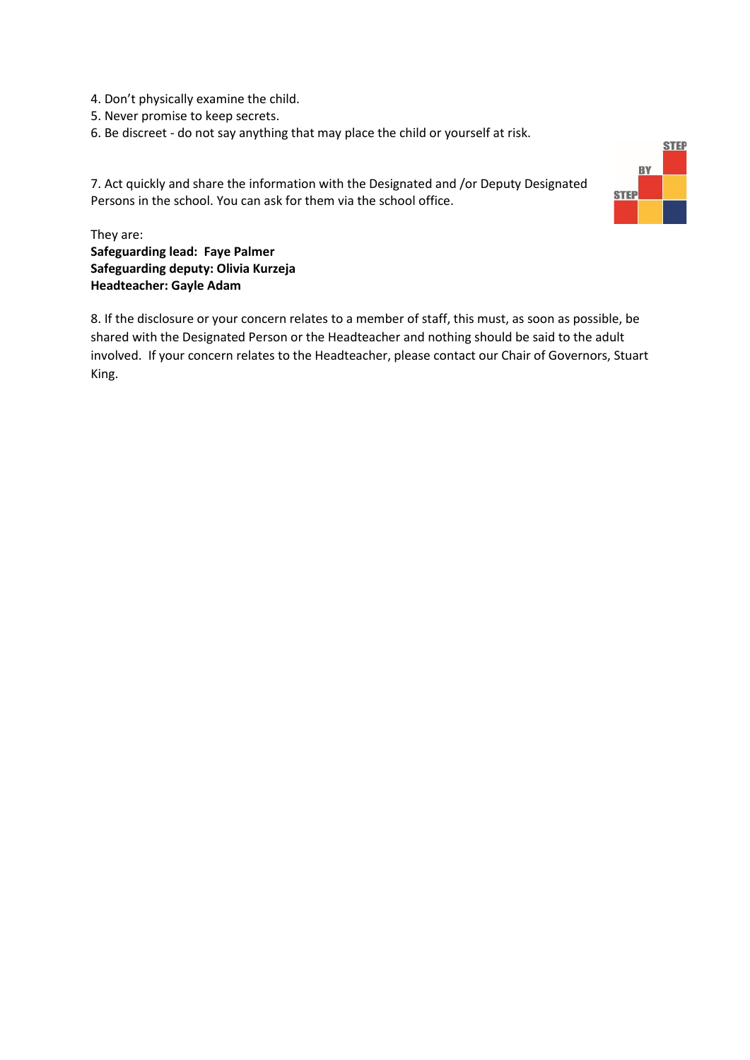4. Don't physically examine the child.
5. Never promise to keep secrets.
6. Be discreet - do not say anything that may place the child or yourself at risk.

7. Act quickly and share the information with the Designated and /or Deputy Designated Persons in the school. You can ask for them via the school office.

They are:
**Safeguarding lead: Faye Palmer**
**Safeguarding deputy: Olivia Kurzeja**
**Headteacher: Gayle Adam**

8. If the disclosure or your concern relates to a member of staff, this must, as soon as possible, be shared with the Designated Person or the Headteacher and nothing should be said to the adult involved. If your concern relates to the Headteacher, please contact our Chair of Governors, Stuart King.